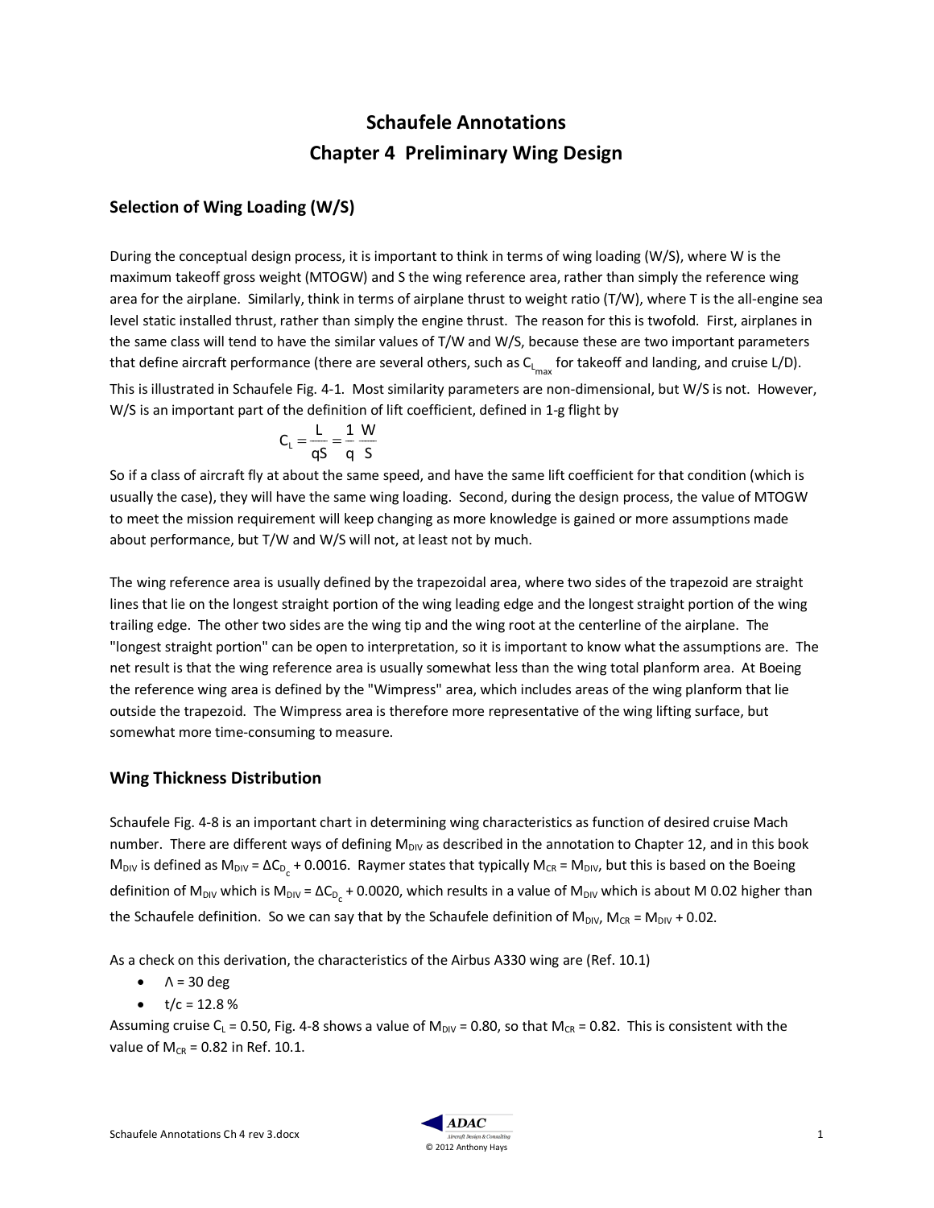# Schaufele Annotations
# Chapter 4 Preliminary Wing Design

## Selection of Wing Loading (W/S)

During the conceptual design process, it is important to think in terms of wing loading (W/S), where W is the maximum takeoff gross weight (MTOGW) and S the wing reference area, rather than simply the reference wing area for the airplane. Similarly, think in terms of airplane thrust to weight ratio (T/W), where T is the all-engine sea level static installed thrust, rather than simply the engine thrust. The reason for this is twofold. First, airplanes in the same class will tend to have the similar values of T/W and W/S, because these are two important parameters that define aircraft performance (there are several others, such as $C_{L_{max}}$ for takeoff and landing, and cruise L/D). This is illustrated in Schaufele Fig. 4-1. Most similarity parameters are non-dimensional, but W/S is not. However, W/S is an important part of the definition of lift coefficient, defined in 1-g flight by

$$C_L = \frac{L}{qS} = \frac{1}{q}\frac{W}{S}$$

So if a class of aircraft fly at about the same speed, and have the same lift coefficient for that condition (which is usually the case), they will have the same wing loading. Second, during the design process, the value of MTOGW to meet the mission requirement will keep changing as more knowledge is gained or more assumptions made about performance, but T/W and W/S will not, at least not by much.

The wing reference area is usually defined by the trapezoidal area, where two sides of the trapezoid are straight lines that lie on the longest straight portion of the wing leading edge and the longest straight portion of the wing trailing edge. The other two sides are the wing tip and the wing root at the centerline of the airplane. The "longest straight portion" can be open to interpretation, so it is important to know what the assumptions are. The net result is that the wing reference area is usually somewhat less than the wing total planform area. At Boeing the reference wing area is defined by the "Wimpress" area, which includes areas of the wing planform that lie outside the trapezoid. The Wimpress area is therefore more representative of the wing lifting surface, but somewhat more time-consuming to measure.

## Wing Thickness Distribution

Schaufele Fig. 4-8 is an important chart in determining wing characteristics as function of desired cruise Mach number. There are different ways of defining $M_{DIV}$ as described in the annotation to Chapter 12, and in this book $M_{DIV}$ is defined as $M_{DIV} = \Delta C_{D_c} + 0.0016$. Raymer states that typically $M_{CR} = M_{DIV}$, but this is based on the Boeing definition of $M_{DIV}$ which is $M_{DIV} = \Delta C_{D_c} + 0.0020$, which results in a value of $M_{DIV}$ which is about M 0.02 higher than the Schaufele definition. So we can say that by the Schaufele definition of $M_{DIV}$, $M_{CR} = M_{DIV} + 0.02$.

As a check on this derivation, the characteristics of the Airbus A330 wing are (Ref. 10.1)

- $\Lambda$ = 30 deg
- t/c = 12.8 %

Assuming cruise $C_L$ = 0.50, Fig. 4-8 shows a value of $M_{DIV}$ = 0.80, so that $M_{CR}$ = 0.82. This is consistent with the value of $M_{CR}$ = 0.82 in Ref. 10.1.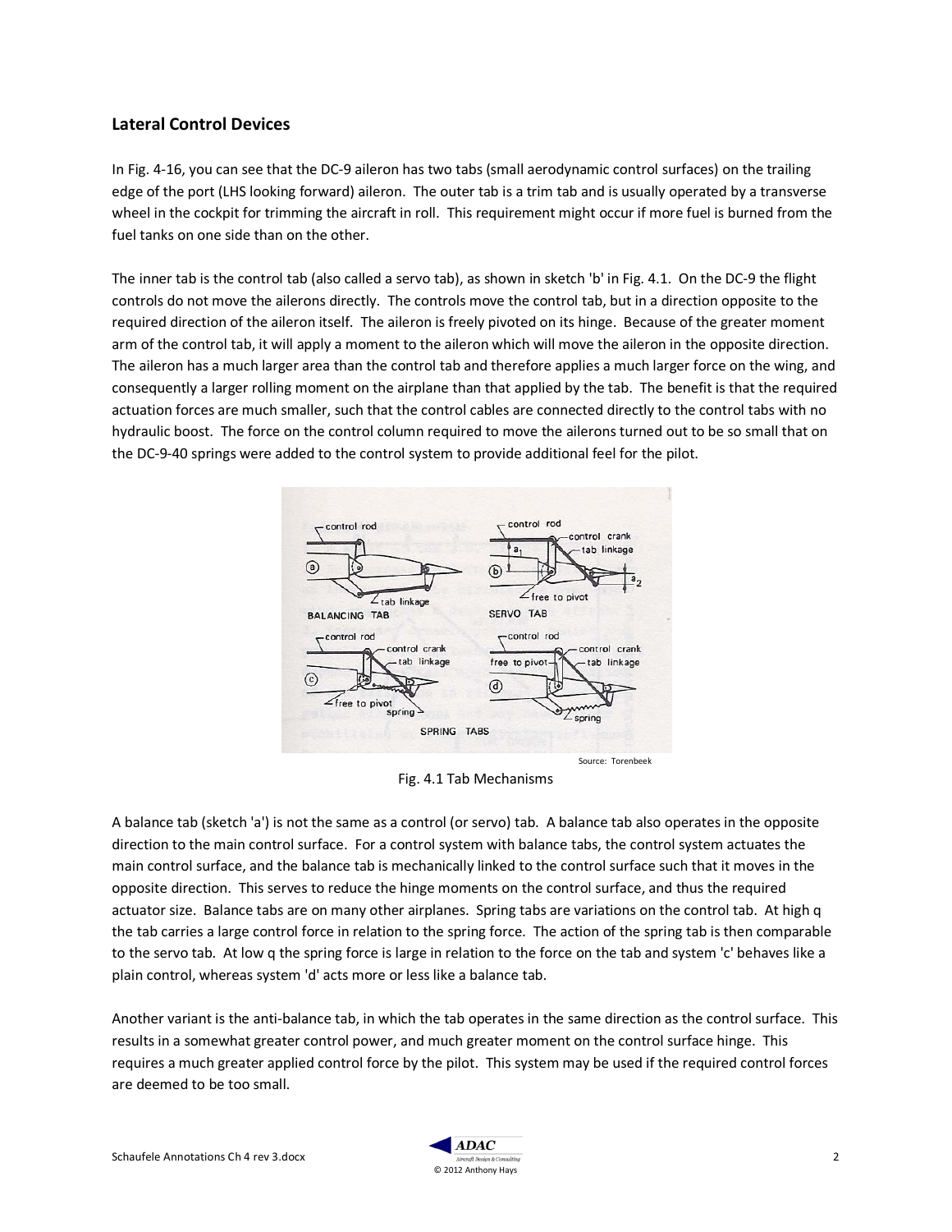## Lateral Control Devices

In Fig. 4-16, you can see that the DC-9 aileron has two tabs (small aerodynamic control surfaces) on the trailing edge of the port (LHS looking forward) aileron. The outer tab is a trim tab and is usually operated by a transverse wheel in the cockpit for trimming the aircraft in roll. This requirement might occur if more fuel is burned from the fuel tanks on one side than on the other.

The inner tab is the control tab (also called a servo tab), as shown in sketch 'b' in Fig. 4.1. On the DC-9 the flight controls do not move the ailerons directly. The controls move the control tab, but in a direction opposite to the required direction of the aileron itself. The aileron is freely pivoted on its hinge. Because of the greater moment arm of the control tab, it will apply a moment to the aileron which will move the aileron in the opposite direction. The aileron has a much larger area than the control tab and therefore applies a much larger force on the wing, and consequently a larger rolling moment on the airplane than that applied by the tab. The benefit is that the required actuation forces are much smaller, such that the control cables are connected directly to the control tabs with no hydraulic boost. The force on the control column required to move the ailerons turned out to be so small that on the DC-9-40 springs were added to the control system to provide additional feel for the pilot.

Source: Torenbeek

Fig. 4.1 Tab Mechanisms

A balance tab (sketch 'a') is not the same as a control (or servo) tab. A balance tab also operates in the opposite direction to the main control surface. For a control system with balance tabs, the control system actuates the main control surface, and the balance tab is mechanically linked to the control surface such that it moves in the opposite direction. This serves to reduce the hinge moments on the control surface, and thus the required actuator size. Balance tabs are on many other airplanes. Spring tabs are variations on the control tab. At high q the tab carries a large control force in relation to the spring force. The action of the spring tab is then comparable to the servo tab. At low q the spring force is large in relation to the force on the tab and system 'c' behaves like a plain control, whereas system 'd' acts more or less like a balance tab.

Another variant is the anti-balance tab, in which the tab operates in the same direction as the control surface. This results in a somewhat greater control power, and much greater moment on the control surface hinge. This requires a much greater applied control force by the pilot. This system may be used if the required control forces are deemed to be too small.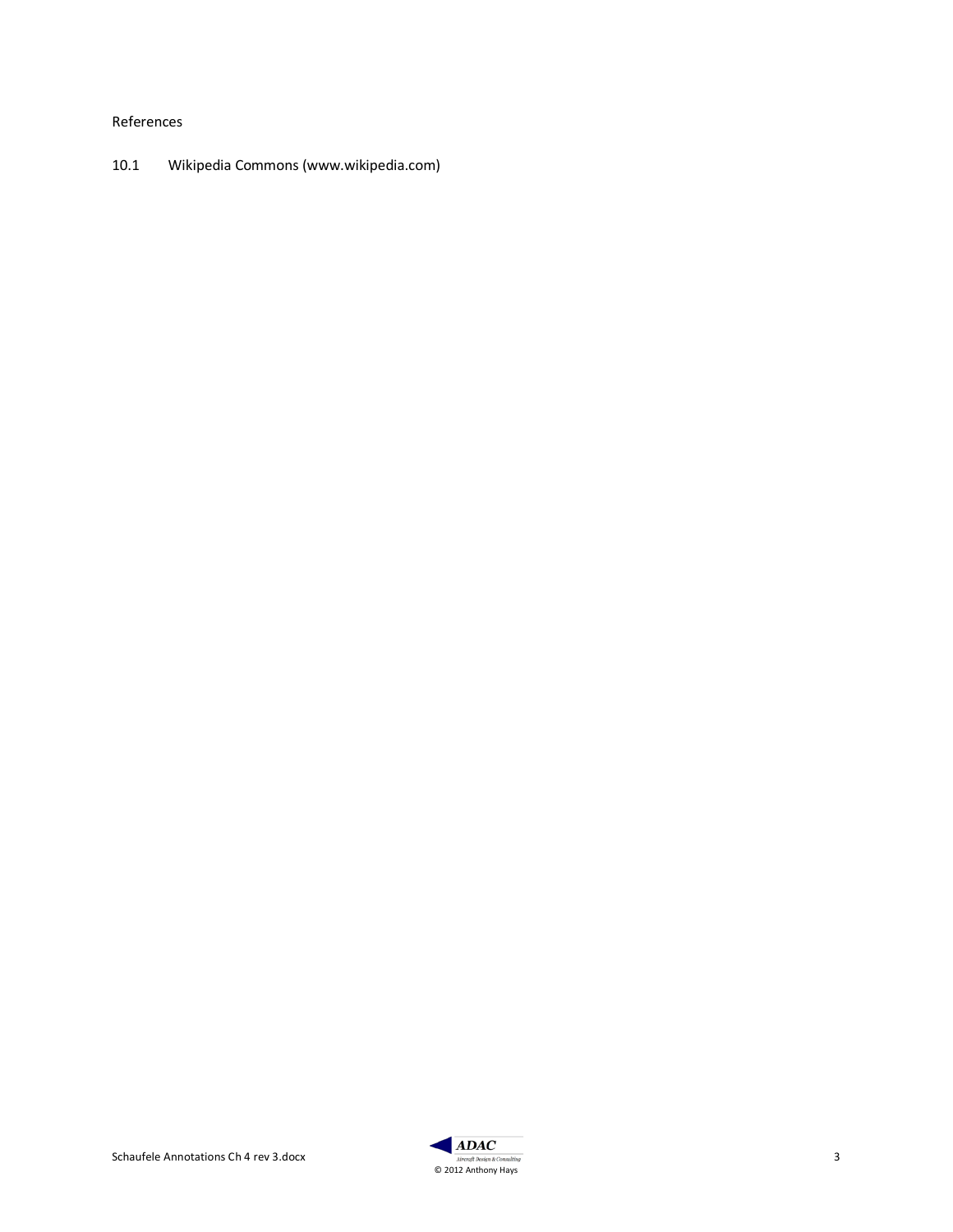References

10.1 Wikipedia Commons (www.wikipedia.com)